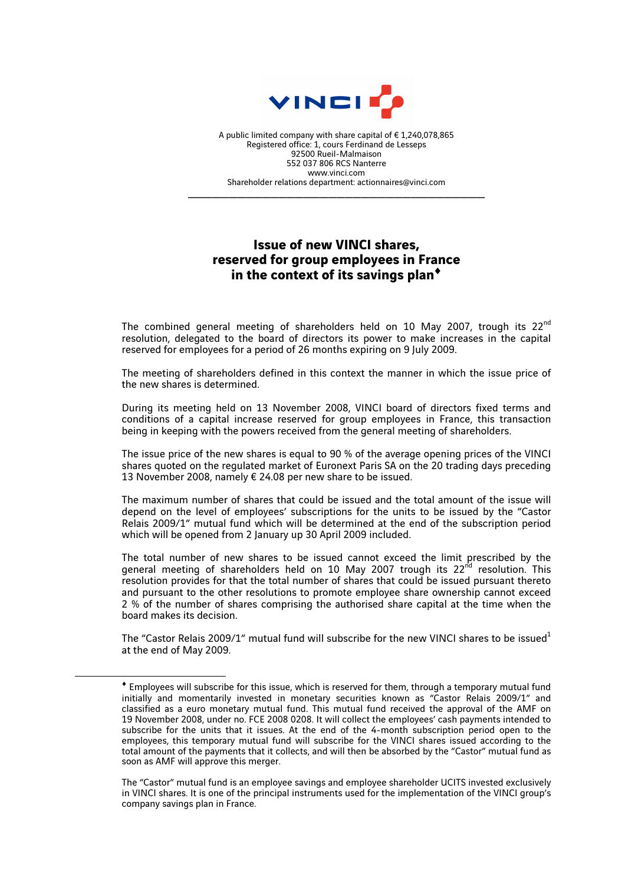A public limited company with share capital of € 1,240,078,865
Registered office: 1, cours Ferdinand de Lesseps
92500 Rueil-Malmaison
552 037 806 RCS Nanterre
www.vinci.com
Shareholder relations department: actionnaires@vinci.com

---

# Issue of new VINCI shares, reserved for group employees in France in the context of its savings plan[♦]

The combined general meeting of shareholders held on 10 May 2007, trough its 22nd resolution, delegated to the board of directors its power to make increases in the capital reserved for employees for a period of 26 months expiring on 9 July 2009.

The meeting of shareholders defined in this context the manner in which the issue price of the new shares is determined.

During its meeting held on 13 November 2008, VINCI board of directors fixed terms and conditions of a capital increase reserved for group employees in France, this transaction being in keeping with the powers received from the general meeting of shareholders.

The issue price of the new shares is equal to 90 % of the average opening prices of the VINCI shares quoted on the regulated market of Euronext Paris SA on the 20 trading days preceding 13 November 2008, namely € 24.08 per new share to be issued.

The maximum number of shares that could be issued and the total amount of the issue will depend on the level of employees' subscriptions for the units to be issued by the "Castor Relais 2009/1" mutual fund which will be determined at the end of the subscription period which will be opened from 2 January up 30 April 2009 included.

The total number of new shares to be issued cannot exceed the limit prescribed by the general meeting of shareholders held on 10 May 2007 trough its 22nd resolution. This resolution provides for that the total number of shares that could be issued pursuant thereto and pursuant to the other resolutions to promote employee share ownership cannot exceed 2 % of the number of shares comprising the authorised share capital at the time when the board makes its decision.

The "Castor Relais 2009/1" mutual fund will subscribe for the new VINCI shares to be issued[1] at the end of May 2009.

---

[♦] Employees will subscribe for this issue, which is reserved for them, through a temporary mutual fund initially and momentarily invested in monetary securities known as "Castor Relais 2009/1" and classified as a euro monetary mutual fund. This mutual fund received the approval of the AMF on 19 November 2008, under no. FCE 2008 0208. It will collect the employees' cash payments intended to subscribe for the units that it issues. At the end of the 4-month subscription period open to the employees, this temporary mutual fund will subscribe for the VINCI shares issued according to the total amount of the payments that it collects, and will then be absorbed by the "Castor" mutual fund as soon as AMF will approve this merger.

The "Castor" mutual fund is an employee savings and employee shareholder UCITS invested exclusively in VINCI shares. It is one of the principal instruments used for the implementation of the VINCI group's company savings plan in France.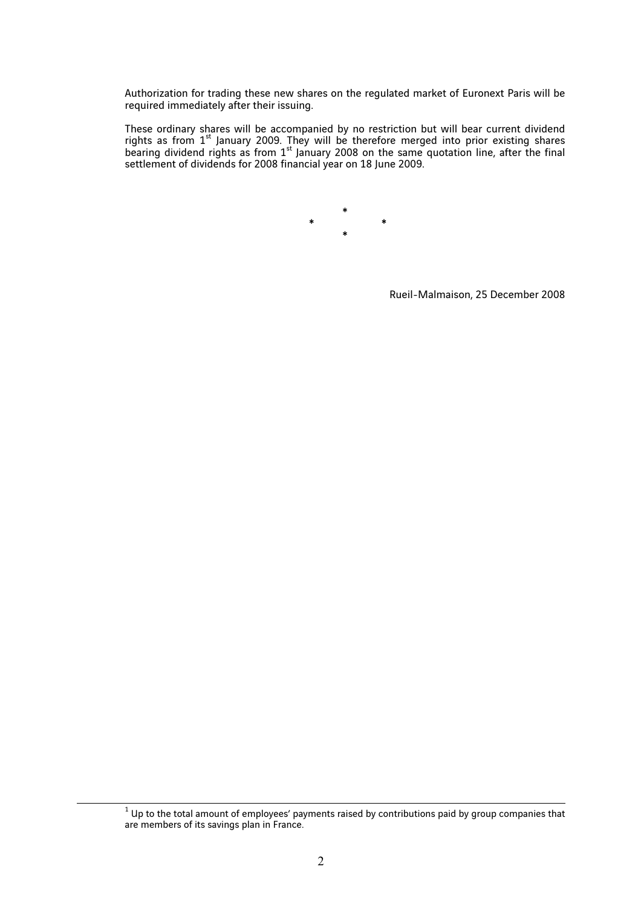Authorization for trading these new shares on the regulated market of Euronext Paris will be required immediately after their issuing.

These ordinary shares will be accompanied by no restriction but will bear current dividend rights as from 1st January 2009. They will be therefore merged into prior existing shares bearing dividend rights as from 1st January 2008 on the same quotation line, after the final settlement of dividends for 2008 financial year on 18 June 2009.

*

\*   *

*

Rueil-Malmaison, 25 December 2008

---

[1] Up to the total amount of employees' payments raised by contributions paid by group companies that are members of its savings plan in France.